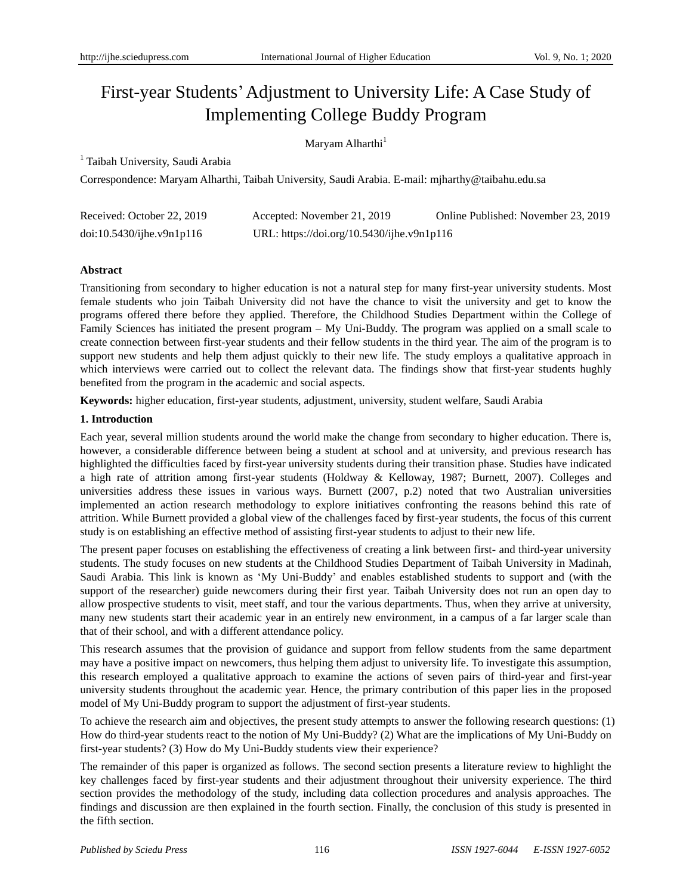# First-year Students' Adjustment to University Life: A Case Study of Implementing College Buddy Program

Maryam Alharthi[1]

[1] Taibah University, Saudi Arabia

Correspondence: Maryam Alharthi, Taibah University, Saudi Arabia. E-mail: mjharthy@taibahu.edu.sa

Received: October 22, 2019 Accepted: November 21, 2019 Online Published: November 23, 2019

doi:10.5430/ijhe.v9n1p116 URL: https://doi.org/10.5430/ijhe.v9n1p116

**Abstract**

Transitioning from secondary to higher education is not a natural step for many first-year university students. Most female students who join Taibah University did not have the chance to visit the university and get to know the programs offered there before they applied. Therefore, the Childhood Studies Department within the College of Family Sciences has initiated the present program – My Uni-Buddy. The program was applied on a small scale to create connection between first-year students and their fellow students in the third year. The aim of the program is to support new students and help them adjust quickly to their new life. The study employs a qualitative approach in which interviews were carried out to collect the relevant data. The findings show that first-year students hughly benefited from the program in the academic and social aspects.

**Keywords:** higher education, first-year students, adjustment, university, student welfare, Saudi Arabia

## 1. Introduction

Each year, several million students around the world make the change from secondary to higher education. There is, however, a considerable difference between being a student at school and at university, and previous research has highlighted the difficulties faced by first-year university students during their transition phase. Studies have indicated a high rate of attrition among first-year students (Holdway & Kelloway, 1987; Burnett, 2007). Colleges and universities address these issues in various ways. Burnett (2007, p.2) noted that two Australian universities implemented an action research methodology to explore initiatives confronting the reasons behind this rate of attrition. While Burnett provided a global view of the challenges faced by first-year students, the focus of this current study is on establishing an effective method of assisting first-year students to adjust to their new life.

The present paper focuses on establishing the effectiveness of creating a link between first- and third-year university students. The study focuses on new students at the Childhood Studies Department of Taibah University in Madinah, Saudi Arabia. This link is known as 'My Uni-Buddy' and enables established students to support and (with the support of the researcher) guide newcomers during their first year. Taibah University does not run an open day to allow prospective students to visit, meet staff, and tour the various departments. Thus, when they arrive at university, many new students start their academic year in an entirely new environment, in a campus of a far larger scale than that of their school, and with a different attendance policy.

This research assumes that the provision of guidance and support from fellow students from the same department may have a positive impact on newcomers, thus helping them adjust to university life. To investigate this assumption, this research employed a qualitative approach to examine the actions of seven pairs of third-year and first-year university students throughout the academic year. Hence, the primary contribution of this paper lies in the proposed model of My Uni-Buddy program to support the adjustment of first-year students.

To achieve the research aim and objectives, the present study attempts to answer the following research questions: (1) How do third-year students react to the notion of My Uni-Buddy? (2) What are the implications of My Uni-Buddy on first-year students? (3) How do My Uni-Buddy students view their experience?

The remainder of this paper is organized as follows. The second section presents a literature review to highlight the key challenges faced by first-year students and their adjustment throughout their university experience. The third section provides the methodology of the study, including data collection procedures and analysis approaches. The findings and discussion are then explained in the fourth section. Finally, the conclusion of this study is presented in the fifth section.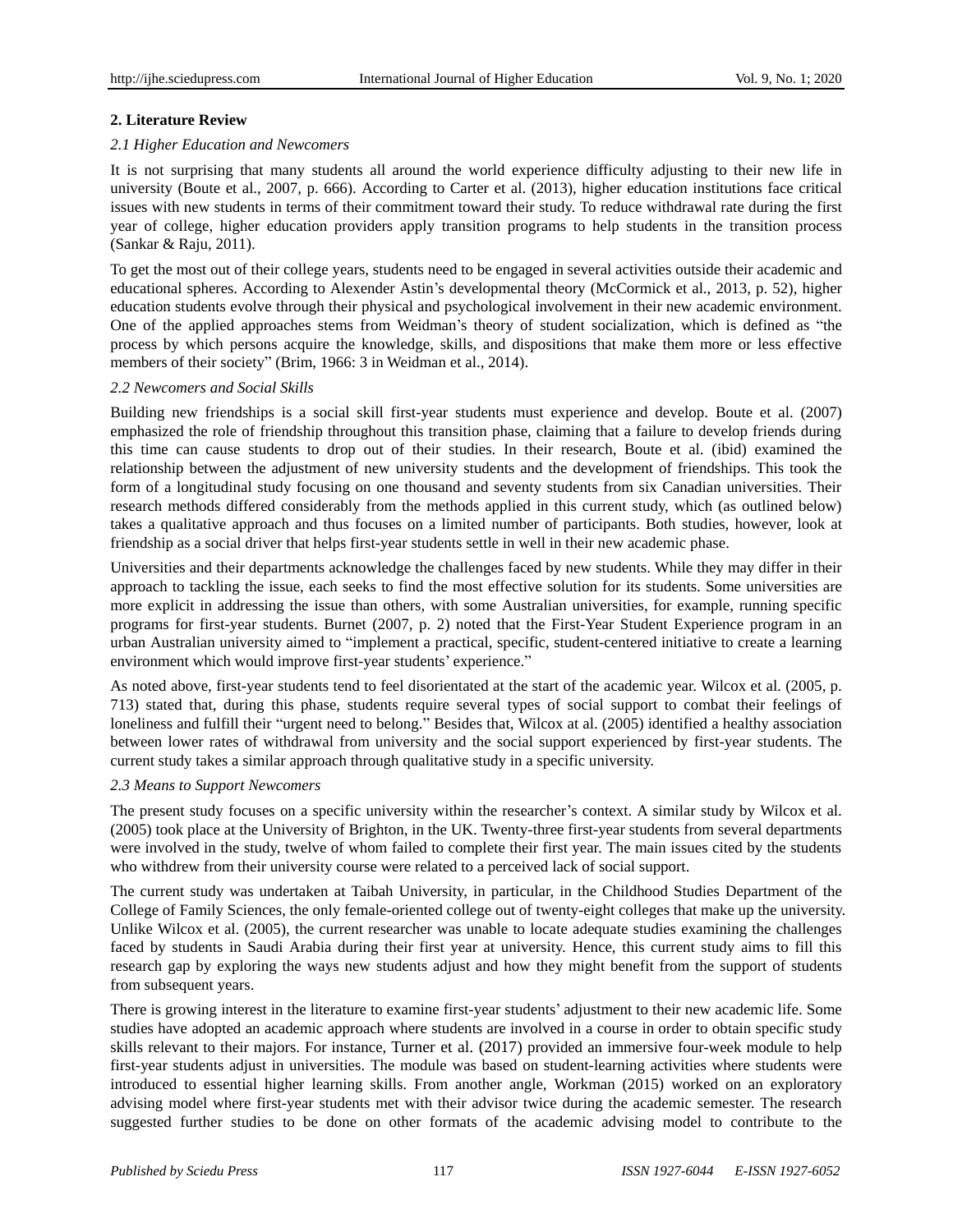## 2. Literature Review

### *2.1 Higher Education and Newcomers*

It is not surprising that many students all around the world experience difficulty adjusting to their new life in university (Boute et al., 2007, p. 666). According to Carter et al. (2013), higher education institutions face critical issues with new students in terms of their commitment toward their study. To reduce withdrawal rate during the first year of college, higher education providers apply transition programs to help students in the transition process (Sankar & Raju, 2011).

To get the most out of their college years, students need to be engaged in several activities outside their academic and educational spheres. According to Alexender Astin's developmental theory (McCormick et al., 2013, p. 52), higher education students evolve through their physical and psychological involvement in their new academic environment. One of the applied approaches stems from Weidman's theory of student socialization, which is defined as "the process by which persons acquire the knowledge, skills, and dispositions that make them more or less effective members of their society" (Brim, 1966: 3 in Weidman et al., 2014).

### *2.2 Newcomers and Social Skills*

Building new friendships is a social skill first-year students must experience and develop. Boute et al. (2007) emphasized the role of friendship throughout this transition phase, claiming that a failure to develop friends during this time can cause students to drop out of their studies. In their research, Boute et al. (ibid) examined the relationship between the adjustment of new university students and the development of friendships. This took the form of a longitudinal study focusing on one thousand and seventy students from six Canadian universities. Their research methods differed considerably from the methods applied in this current study, which (as outlined below) takes a qualitative approach and thus focuses on a limited number of participants. Both studies, however, look at friendship as a social driver that helps first-year students settle in well in their new academic phase.

Universities and their departments acknowledge the challenges faced by new students. While they may differ in their approach to tackling the issue, each seeks to find the most effective solution for its students. Some universities are more explicit in addressing the issue than others, with some Australian universities, for example, running specific programs for first-year students. Burnet (2007, p. 2) noted that the First-Year Student Experience program in an urban Australian university aimed to "implement a practical, specific, student-centered initiative to create a learning environment which would improve first-year students' experience."

As noted above, first-year students tend to feel disorientated at the start of the academic year. Wilcox et al. (2005, p. 713) stated that, during this phase, students require several types of social support to combat their feelings of loneliness and fulfill their "urgent need to belong." Besides that, Wilcox at al. (2005) identified a healthy association between lower rates of withdrawal from university and the social support experienced by first-year students. The current study takes a similar approach through qualitative study in a specific university.

### *2.3 Means to Support Newcomers*

The present study focuses on a specific university within the researcher's context. A similar study by Wilcox et al. (2005) took place at the University of Brighton, in the UK. Twenty-three first-year students from several departments were involved in the study, twelve of whom failed to complete their first year. The main issues cited by the students who withdrew from their university course were related to a perceived lack of social support.

The current study was undertaken at Taibah University, in particular, in the Childhood Studies Department of the College of Family Sciences, the only female-oriented college out of twenty-eight colleges that make up the university. Unlike Wilcox et al. (2005), the current researcher was unable to locate adequate studies examining the challenges faced by students in Saudi Arabia during their first year at university. Hence, this current study aims to fill this research gap by exploring the ways new students adjust and how they might benefit from the support of students from subsequent years.

There is growing interest in the literature to examine first-year students' adjustment to their new academic life. Some studies have adopted an academic approach where students are involved in a course in order to obtain specific study skills relevant to their majors. For instance, Turner et al. (2017) provided an immersive four-week module to help first-year students adjust in universities. The module was based on student-learning activities where students were introduced to essential higher learning skills. From another angle, Workman (2015) worked on an exploratory advising model where first-year students met with their advisor twice during the academic semester. The research suggested further studies to be done on other formats of the academic advising model to contribute to the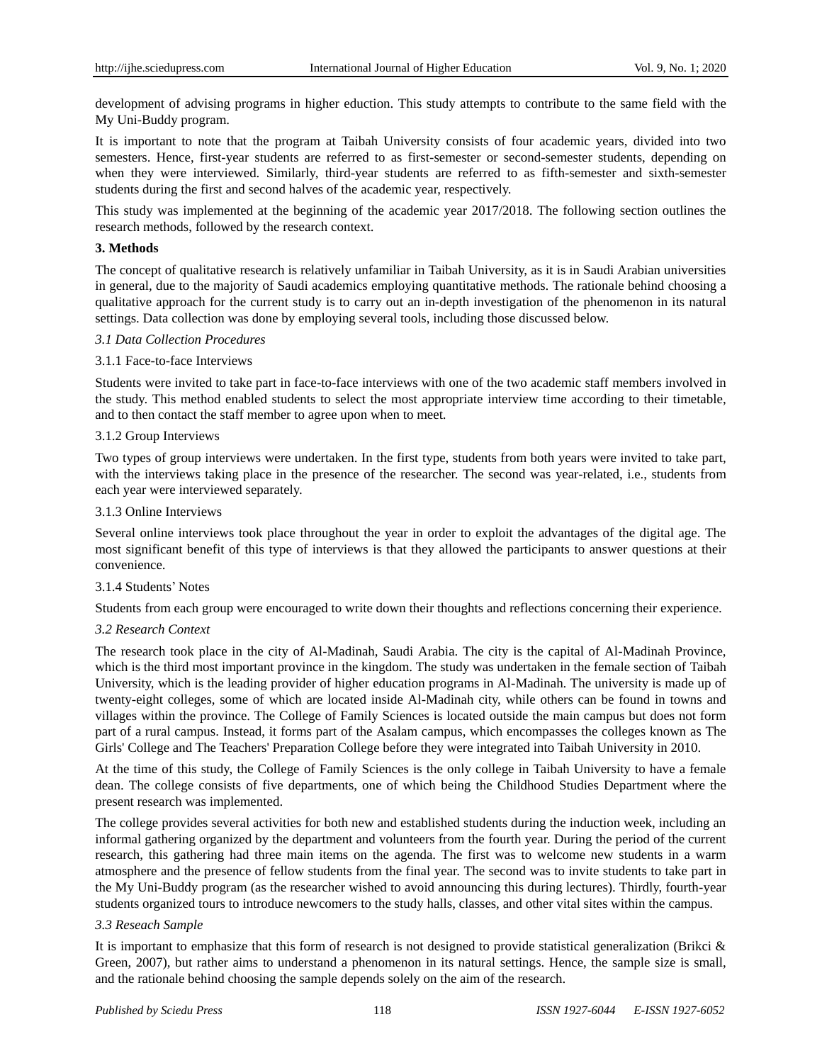development of advising programs in higher eduction. This study attempts to contribute to the same field with the My Uni-Buddy program.

It is important to note that the program at Taibah University consists of four academic years, divided into two semesters. Hence, first-year students are referred to as first-semester or second-semester students, depending on when they were interviewed. Similarly, third-year students are referred to as fifth-semester and sixth-semester students during the first and second halves of the academic year, respectively.

This study was implemented at the beginning of the academic year 2017/2018. The following section outlines the research methods, followed by the research context.

## 3. Methods

The concept of qualitative research is relatively unfamiliar in Taibah University, as it is in Saudi Arabian universities in general, due to the majority of Saudi academics employing quantitative methods. The rationale behind choosing a qualitative approach for the current study is to carry out an in-depth investigation of the phenomenon in its natural settings. Data collection was done by employing several tools, including those discussed below.

### *3.1 Data Collection Procedures*

#### 3.1.1 Face-to-face Interviews

Students were invited to take part in face-to-face interviews with one of the two academic staff members involved in the study. This method enabled students to select the most appropriate interview time according to their timetable, and to then contact the staff member to agree upon when to meet.

#### 3.1.2 Group Interviews

Two types of group interviews were undertaken. In the first type, students from both years were invited to take part, with the interviews taking place in the presence of the researcher. The second was year-related, i.e., students from each year were interviewed separately.

#### 3.1.3 Online Interviews

Several online interviews took place throughout the year in order to exploit the advantages of the digital age. The most significant benefit of this type of interviews is that they allowed the participants to answer questions at their convenience.

#### 3.1.4 Students' Notes

Students from each group were encouraged to write down their thoughts and reflections concerning their experience.

### *3.2 Research Context*

The research took place in the city of Al-Madinah, Saudi Arabia. The city is the capital of Al-Madinah Province, which is the third most important province in the kingdom. The study was undertaken in the female section of Taibah University, which is the leading provider of higher education programs in Al-Madinah. The university is made up of twenty-eight colleges, some of which are located inside Al-Madinah city, while others can be found in towns and villages within the province. The College of Family Sciences is located outside the main campus but does not form part of a rural campus. Instead, it forms part of the Asalam campus, which encompasses the colleges known as The Girls' College and The Teachers' Preparation College before they were integrated into Taibah University in 2010.

At the time of this study, the College of Family Sciences is the only college in Taibah University to have a female dean. The college consists of five departments, one of which being the Childhood Studies Department where the present research was implemented.

The college provides several activities for both new and established students during the induction week, including an informal gathering organized by the department and volunteers from the fourth year. During the period of the current research, this gathering had three main items on the agenda. The first was to welcome new students in a warm atmosphere and the presence of fellow students from the final year. The second was to invite students to take part in the My Uni-Buddy program (as the researcher wished to avoid announcing this during lectures). Thirdly, fourth-year students organized tours to introduce newcomers to the study halls, classes, and other vital sites within the campus.

### *3.3 Reseach Sample*

It is important to emphasize that this form of research is not designed to provide statistical generalization (Brikci & Green, 2007), but rather aims to understand a phenomenon in its natural settings. Hence, the sample size is small, and the rationale behind choosing the sample depends solely on the aim of the research.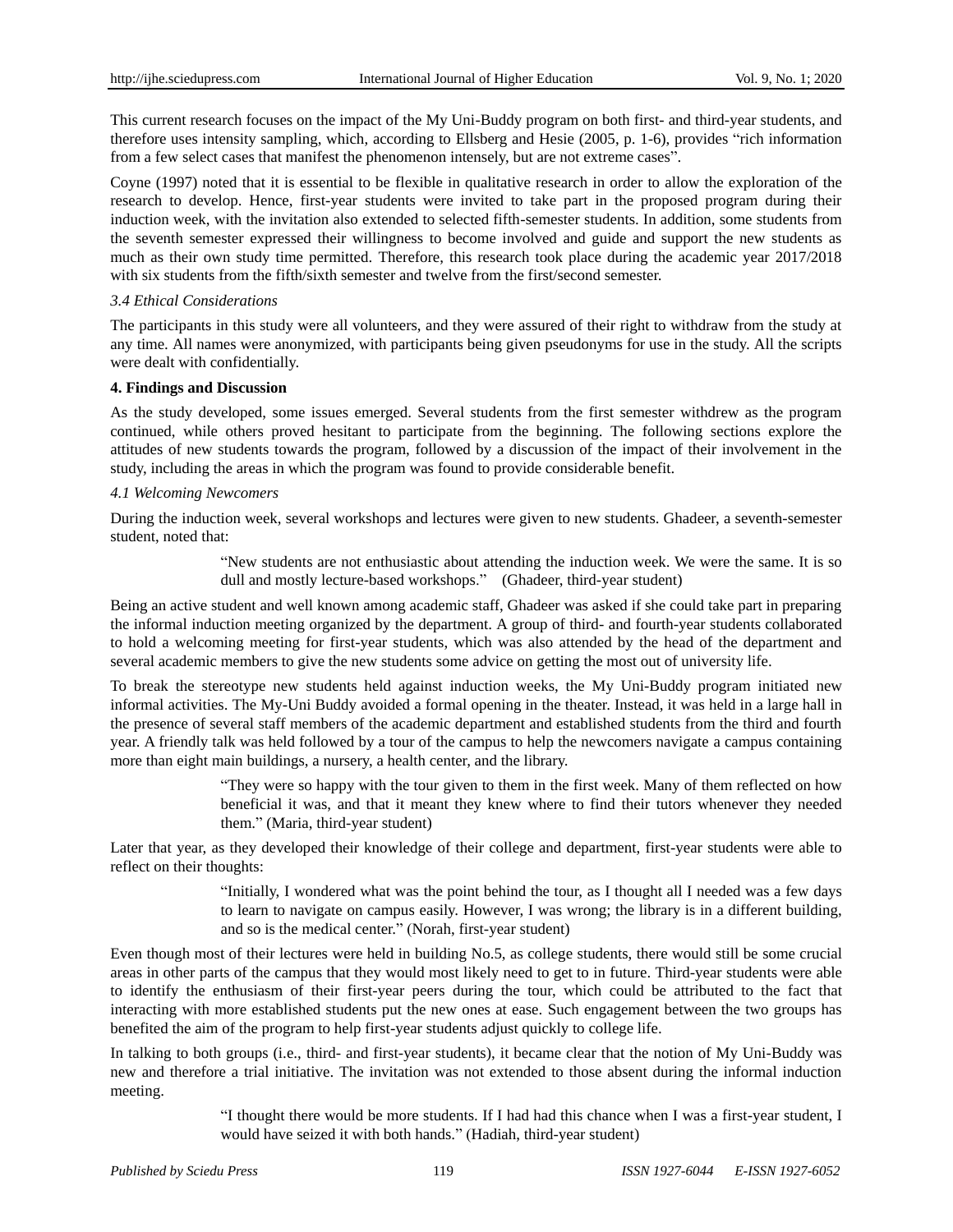This current research focuses on the impact of the My Uni-Buddy program on both first- and third-year students, and therefore uses intensity sampling, which, according to Ellsberg and Hesie (2005, p. 1-6), provides "rich information from a few select cases that manifest the phenomenon intensely, but are not extreme cases".

Coyne (1997) noted that it is essential to be flexible in qualitative research in order to allow the exploration of the research to develop. Hence, first-year students were invited to take part in the proposed program during their induction week, with the invitation also extended to selected fifth-semester students. In addition, some students from the seventh semester expressed their willingness to become involved and guide and support the new students as much as their own study time permitted. Therefore, this research took place during the academic year 2017/2018 with six students from the fifth/sixth semester and twelve from the first/second semester.

### *3.4 Ethical Considerations*

The participants in this study were all volunteers, and they were assured of their right to withdraw from the study at any time. All names were anonymized, with participants being given pseudonyms for use in the study. All the scripts were dealt with confidentially.

## **4. Findings and Discussion**

As the study developed, some issues emerged. Several students from the first semester withdrew as the program continued, while others proved hesitant to participate from the beginning. The following sections explore the attitudes of new students towards the program, followed by a discussion of the impact of their involvement in the study, including the areas in which the program was found to provide considerable benefit.

### *4.1 Welcoming Newcomers*

During the induction week, several workshops and lectures were given to new students. Ghadeer, a seventh-semester student, noted that:

> "New students are not enthusiastic about attending the induction week. We were the same. It is so dull and mostly lecture-based workshops." (Ghadeer, third-year student)

Being an active student and well known among academic staff, Ghadeer was asked if she could take part in preparing the informal induction meeting organized by the department. A group of third- and fourth-year students collaborated to hold a welcoming meeting for first-year students, which was also attended by the head of the department and several academic members to give the new students some advice on getting the most out of university life.

To break the stereotype new students held against induction weeks, the My Uni-Buddy program initiated new informal activities. The My-Uni Buddy avoided a formal opening in the theater. Instead, it was held in a large hall in the presence of several staff members of the academic department and established students from the third and fourth year. A friendly talk was held followed by a tour of the campus to help the newcomers navigate a campus containing more than eight main buildings, a nursery, a health center, and the library.

> "They were so happy with the tour given to them in the first week. Many of them reflected on how beneficial it was, and that it meant they knew where to find their tutors whenever they needed them." (Maria, third-year student)

Later that year, as they developed their knowledge of their college and department, first-year students were able to reflect on their thoughts:

> "Initially, I wondered what was the point behind the tour, as I thought all I needed was a few days to learn to navigate on campus easily. However, I was wrong; the library is in a different building, and so is the medical center." (Norah, first-year student)

Even though most of their lectures were held in building No.5, as college students, there would still be some crucial areas in other parts of the campus that they would most likely need to get to in future. Third-year students were able to identify the enthusiasm of their first-year peers during the tour, which could be attributed to the fact that interacting with more established students put the new ones at ease. Such engagement between the two groups has benefited the aim of the program to help first-year students adjust quickly to college life.

In talking to both groups (i.e., third- and first-year students), it became clear that the notion of My Uni-Buddy was new and therefore a trial initiative. The invitation was not extended to those absent during the informal induction meeting.

> "I thought there would be more students. If I had had this chance when I was a first-year student, I would have seized it with both hands." (Hadiah, third-year student)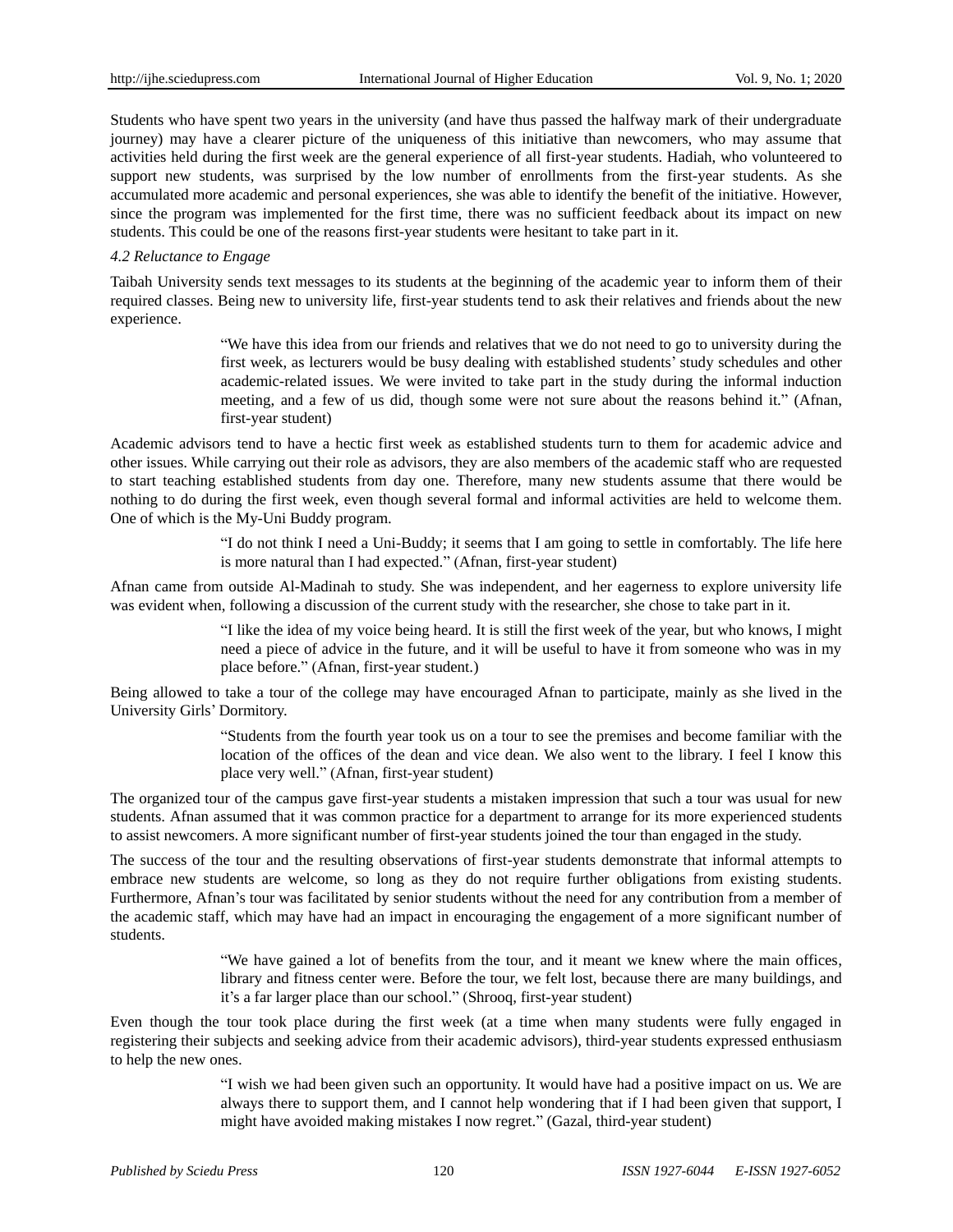Students who have spent two years in the university (and have thus passed the halfway mark of their undergraduate journey) may have a clearer picture of the uniqueness of this initiative than newcomers, who may assume that activities held during the first week are the general experience of all first-year students. Hadiah, who volunteered to support new students, was surprised by the low number of enrollments from the first-year students. As she accumulated more academic and personal experiences, she was able to identify the benefit of the initiative. However, since the program was implemented for the first time, there was no sufficient feedback about its impact on new students. This could be one of the reasons first-year students were hesitant to take part in it.

*4.2 Reluctance to Engage*

Taibah University sends text messages to its students at the beginning of the academic year to inform them of their required classes. Being new to university life, first-year students tend to ask their relatives and friends about the new experience.

> "We have this idea from our friends and relatives that we do not need to go to university during the first week, as lecturers would be busy dealing with established students' study schedules and other academic-related issues. We were invited to take part in the study during the informal induction meeting, and a few of us did, though some were not sure about the reasons behind it." (Afnan, first-year student)

Academic advisors tend to have a hectic first week as established students turn to them for academic advice and other issues. While carrying out their role as advisors, they are also members of the academic staff who are requested to start teaching established students from day one. Therefore, many new students assume that there would be nothing to do during the first week, even though several formal and informal activities are held to welcome them. One of which is the My-Uni Buddy program.

> "I do not think I need a Uni-Buddy; it seems that I am going to settle in comfortably. The life here is more natural than I had expected." (Afnan, first-year student)

Afnan came from outside Al-Madinah to study. She was independent, and her eagerness to explore university life was evident when, following a discussion of the current study with the researcher, she chose to take part in it.

> "I like the idea of my voice being heard. It is still the first week of the year, but who knows, I might need a piece of advice in the future, and it will be useful to have it from someone who was in my place before." (Afnan, first-year student.)

Being allowed to take a tour of the college may have encouraged Afnan to participate, mainly as she lived in the University Girls' Dormitory.

> "Students from the fourth year took us on a tour to see the premises and become familiar with the location of the offices of the dean and vice dean. We also went to the library. I feel I know this place very well." (Afnan, first-year student)

The organized tour of the campus gave first-year students a mistaken impression that such a tour was usual for new students. Afnan assumed that it was common practice for a department to arrange for its more experienced students to assist newcomers. A more significant number of first-year students joined the tour than engaged in the study.

The success of the tour and the resulting observations of first-year students demonstrate that informal attempts to embrace new students are welcome, so long as they do not require further obligations from existing students. Furthermore, Afnan's tour was facilitated by senior students without the need for any contribution from a member of the academic staff, which may have had an impact in encouraging the engagement of a more significant number of students.

> "We have gained a lot of benefits from the tour, and it meant we knew where the main offices, library and fitness center were. Before the tour, we felt lost, because there are many buildings, and it's a far larger place than our school." (Shrooq, first-year student)

Even though the tour took place during the first week (at a time when many students were fully engaged in registering their subjects and seeking advice from their academic advisors), third-year students expressed enthusiasm to help the new ones.

> "I wish we had been given such an opportunity. It would have had a positive impact on us. We are always there to support them, and I cannot help wondering that if I had been given that support, I might have avoided making mistakes I now regret." (Gazal, third-year student)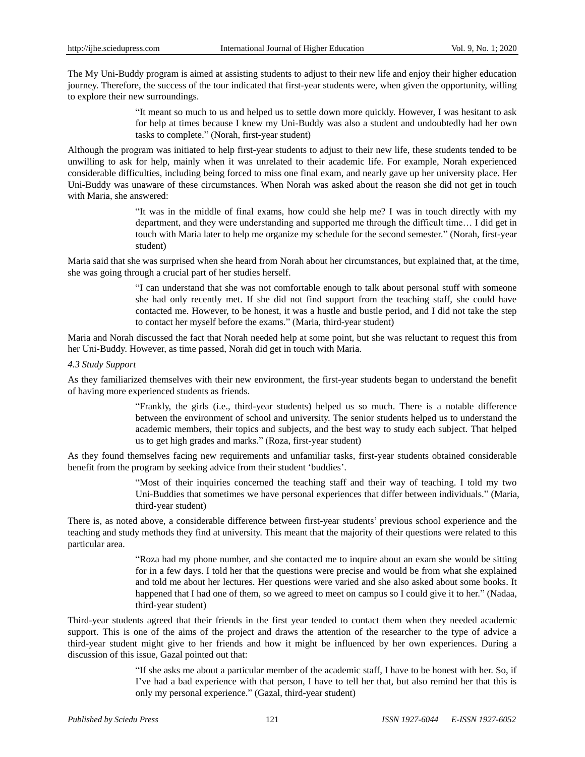The My Uni-Buddy program is aimed at assisting students to adjust to their new life and enjoy their higher education journey. Therefore, the success of the tour indicated that first-year students were, when given the opportunity, willing to explore their new surroundings.

> "It meant so much to us and helped us to settle down more quickly. However, I was hesitant to ask for help at times because I knew my Uni-Buddy was also a student and undoubtedly had her own tasks to complete." (Norah, first-year student)

Although the program was initiated to help first-year students to adjust to their new life, these students tended to be unwilling to ask for help, mainly when it was unrelated to their academic life. For example, Norah experienced considerable difficulties, including being forced to miss one final exam, and nearly gave up her university place. Her Uni-Buddy was unaware of these circumstances. When Norah was asked about the reason she did not get in touch with Maria, she answered:

> "It was in the middle of final exams, how could she help me? I was in touch directly with my department, and they were understanding and supported me through the difficult time… I did get in touch with Maria later to help me organize my schedule for the second semester." (Norah, first-year student)

Maria said that she was surprised when she heard from Norah about her circumstances, but explained that, at the time, she was going through a crucial part of her studies herself.

> "I can understand that she was not comfortable enough to talk about personal stuff with someone she had only recently met. If she did not find support from the teaching staff, she could have contacted me. However, to be honest, it was a hustle and bustle period, and I did not take the step to contact her myself before the exams." (Maria, third-year student)

Maria and Norah discussed the fact that Norah needed help at some point, but she was reluctant to request this from her Uni-Buddy. However, as time passed, Norah did get in touch with Maria.

### *4.3 Study Support*

As they familiarized themselves with their new environment, the first-year students began to understand the benefit of having more experienced students as friends.

> "Frankly, the girls (i.e., third-year students) helped us so much. There is a notable difference between the environment of school and university. The senior students helped us to understand the academic members, their topics and subjects, and the best way to study each subject. That helped us to get high grades and marks." (Roza, first-year student)

As they found themselves facing new requirements and unfamiliar tasks, first-year students obtained considerable benefit from the program by seeking advice from their student 'buddies'.

> "Most of their inquiries concerned the teaching staff and their way of teaching. I told my two Uni-Buddies that sometimes we have personal experiences that differ between individuals." (Maria, third-year student)

There is, as noted above, a considerable difference between first-year students' previous school experience and the teaching and study methods they find at university. This meant that the majority of their questions were related to this particular area.

> "Roza had my phone number, and she contacted me to inquire about an exam she would be sitting for in a few days. I told her that the questions were precise and would be from what she explained and told me about her lectures. Her questions were varied and she also asked about some books. It happened that I had one of them, so we agreed to meet on campus so I could give it to her." (Nadaa, third-year student)

Third-year students agreed that their friends in the first year tended to contact them when they needed academic support. This is one of the aims of the project and draws the attention of the researcher to the type of advice a third-year student might give to her friends and how it might be influenced by her own experiences. During a discussion of this issue, Gazal pointed out that:

> "If she asks me about a particular member of the academic staff, I have to be honest with her. So, if I've had a bad experience with that person, I have to tell her that, but also remind her that this is only my personal experience." (Gazal, third-year student)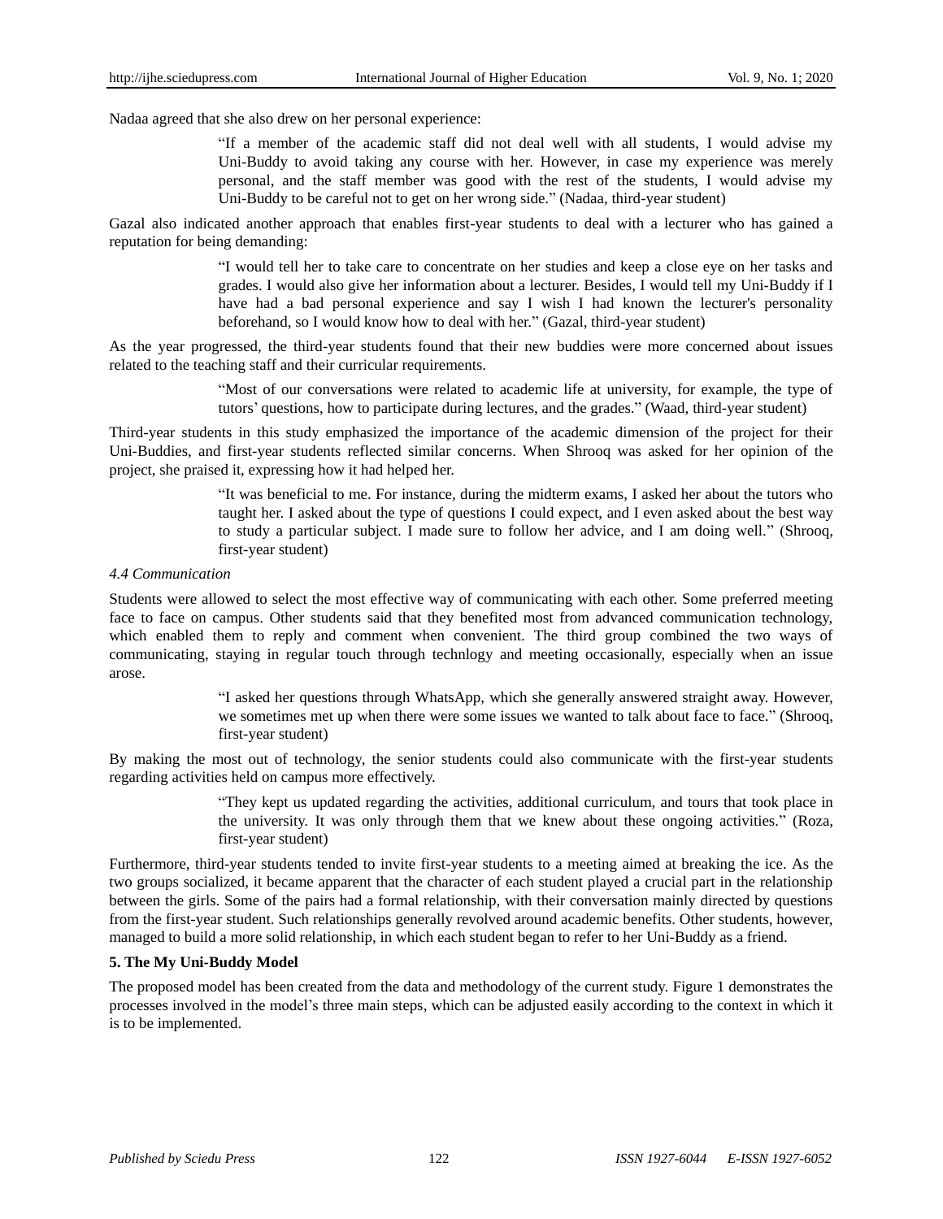Nadaa agreed that she also drew on her personal experience:

> "If a member of the academic staff did not deal well with all students, I would advise my Uni-Buddy to avoid taking any course with her. However, in case my experience was merely personal, and the staff member was good with the rest of the students, I would advise my Uni-Buddy to be careful not to get on her wrong side." (Nadaa, third-year student)

Gazal also indicated another approach that enables first-year students to deal with a lecturer who has gained a reputation for being demanding:

> "I would tell her to take care to concentrate on her studies and keep a close eye on her tasks and grades. I would also give her information about a lecturer. Besides, I would tell my Uni-Buddy if I have had a bad personal experience and say I wish I had known the lecturer's personality beforehand, so I would know how to deal with her." (Gazal, third-year student)

As the year progressed, the third-year students found that their new buddies were more concerned about issues related to the teaching staff and their curricular requirements.

> "Most of our conversations were related to academic life at university, for example, the type of tutors' questions, how to participate during lectures, and the grades." (Waad, third-year student)

Third-year students in this study emphasized the importance of the academic dimension of the project for their Uni-Buddies, and first-year students reflected similar concerns. When Shrooq was asked for her opinion of the project, she praised it, expressing how it had helped her.

> "It was beneficial to me. For instance, during the midterm exams, I asked her about the tutors who taught her. I asked about the type of questions I could expect, and I even asked about the best way to study a particular subject. I made sure to follow her advice, and I am doing well." (Shrooq, first-year student)

### *4.4 Communication*

Students were allowed to select the most effective way of communicating with each other. Some preferred meeting face to face on campus. Other students said that they benefited most from advanced communication technology, which enabled them to reply and comment when convenient. The third group combined the two ways of communicating, staying in regular touch through technlogy and meeting occasionally, especially when an issue arose.

> "I asked her questions through WhatsApp, which she generally answered straight away. However, we sometimes met up when there were some issues we wanted to talk about face to face." (Shrooq, first-year student)

By making the most out of technology, the senior students could also communicate with the first-year students regarding activities held on campus more effectively.

> "They kept us updated regarding the activities, additional curriculum, and tours that took place in the university. It was only through them that we knew about these ongoing activities." (Roza, first-year student)

Furthermore, third-year students tended to invite first-year students to a meeting aimed at breaking the ice. As the two groups socialized, it became apparent that the character of each student played a crucial part in the relationship between the girls. Some of the pairs had a formal relationship, with their conversation mainly directed by questions from the first-year student. Such relationships generally revolved around academic benefits. Other students, however, managed to build a more solid relationship, in which each student began to refer to her Uni-Buddy as a friend.

## 5. The My Uni-Buddy Model

The proposed model has been created from the data and methodology of the current study. Figure 1 demonstrates the processes involved in the model's three main steps, which can be adjusted easily according to the context in which it is to be implemented.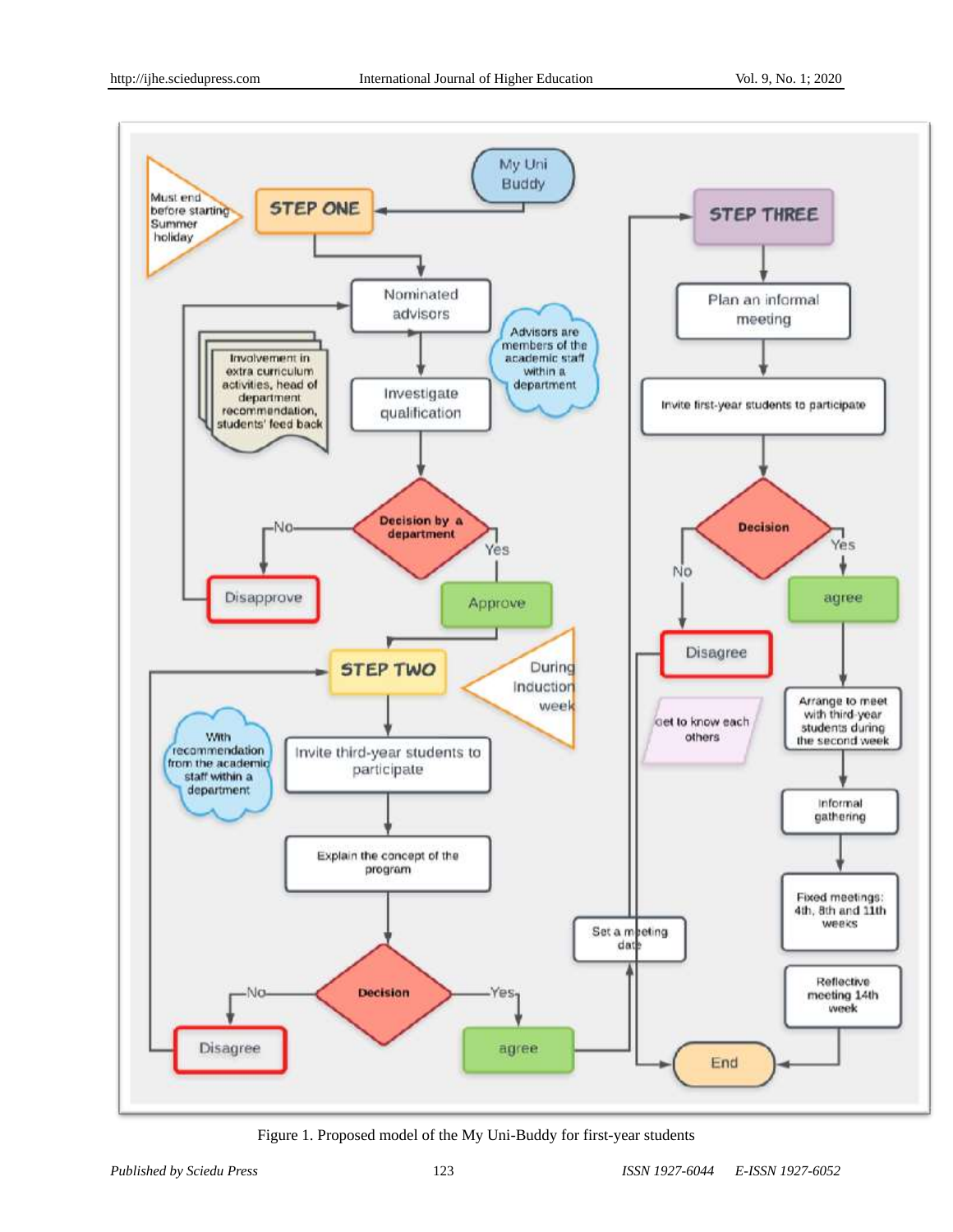Figure 1. Proposed model of the My Uni-Buddy for first-year students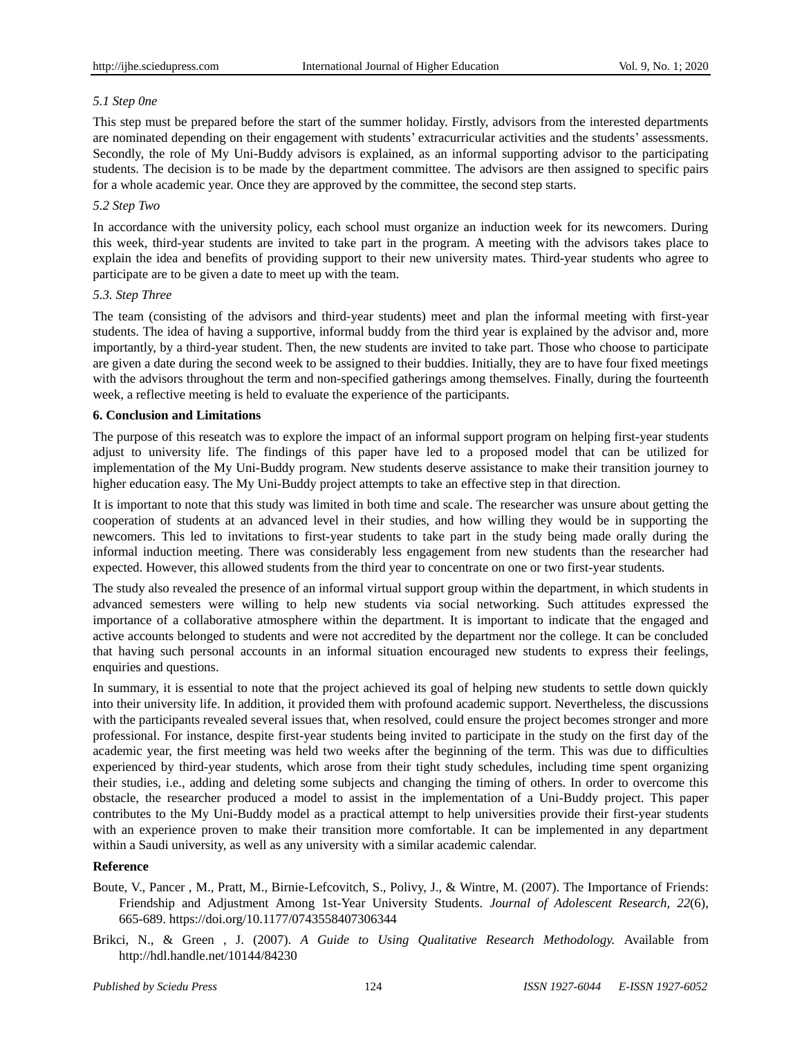*5.1 Step 0ne*

This step must be prepared before the start of the summer holiday. Firstly, advisors from the interested departments are nominated depending on their engagement with students' extracurricular activities and the students' assessments. Secondly, the role of My Uni-Buddy advisors is explained, as an informal supporting advisor to the participating students. The decision is to be made by the department committee. The advisors are then assigned to specific pairs for a whole academic year. Once they are approved by the committee, the second step starts.

*5.2 Step Two*

In accordance with the university policy, each school must organize an induction week for its newcomers. During this week, third-year students are invited to take part in the program. A meeting with the advisors takes place to explain the idea and benefits of providing support to their new university mates. Third-year students who agree to participate are to be given a date to meet up with the team.

*5.3. Step Three*

The team (consisting of the advisors and third-year students) meet and plan the informal meeting with first-year students. The idea of having a supportive, informal buddy from the third year is explained by the advisor and, more importantly, by a third-year student. Then, the new students are invited to take part. Those who choose to participate are given a date during the second week to be assigned to their buddies. Initially, they are to have four fixed meetings with the advisors throughout the term and non-specified gatherings among themselves. Finally, during the fourteenth week, a reflective meeting is held to evaluate the experience of the participants.

**6. Conclusion and Limitations**

The purpose of this reseatch was to explore the impact of an informal support program on helping first-year students adjust to university life. The findings of this paper have led to a proposed model that can be utilized for implementation of the My Uni-Buddy program. New students deserve assistance to make their transition journey to higher education easy. The My Uni-Buddy project attempts to take an effective step in that direction.

It is important to note that this study was limited in both time and scale. The researcher was unsure about getting the cooperation of students at an advanced level in their studies, and how willing they would be in supporting the newcomers. This led to invitations to first-year students to take part in the study being made orally during the informal induction meeting. There was considerably less engagement from new students than the researcher had expected. However, this allowed students from the third year to concentrate on one or two first-year students.

The study also revealed the presence of an informal virtual support group within the department, in which students in advanced semesters were willing to help new students via social networking. Such attitudes expressed the importance of a collaborative atmosphere within the department. It is important to indicate that the engaged and active accounts belonged to students and were not accredited by the department nor the college. It can be concluded that having such personal accounts in an informal situation encouraged new students to express their feelings, enquiries and questions.

In summary, it is essential to note that the project achieved its goal of helping new students to settle down quickly into their university life. In addition, it provided them with profound academic support. Nevertheless, the discussions with the participants revealed several issues that, when resolved, could ensure the project becomes stronger and more professional. For instance, despite first-year students being invited to participate in the study on the first day of the academic year, the first meeting was held two weeks after the beginning of the term. This was due to difficulties experienced by third-year students, which arose from their tight study schedules, including time spent organizing their studies, i.e., adding and deleting some subjects and changing the timing of others. In order to overcome this obstacle, the researcher produced a model to assist in the implementation of a Uni-Buddy project. This paper contributes to the My Uni-Buddy model as a practical attempt to help universities provide their first-year students with an experience proven to make their transition more comfortable. It can be implemented in any department within a Saudi university, as well as any university with a similar academic calendar.

**Reference**

Boute, V., Pancer , M., Pratt, M., Birnie-Lefcovitch, S., Polivy, J., & Wintre, M. (2007). The Importance of Friends: Friendship and Adjustment Among 1st-Year University Students. *Journal of Adolescent Research, 22*(6), 665-689. https://doi.org/10.1177/0743558407306344

Brikci, N., & Green , J. (2007). *A Guide to Using Qualitative Research Methodology.* Available from http://hdl.handle.net/10144/84230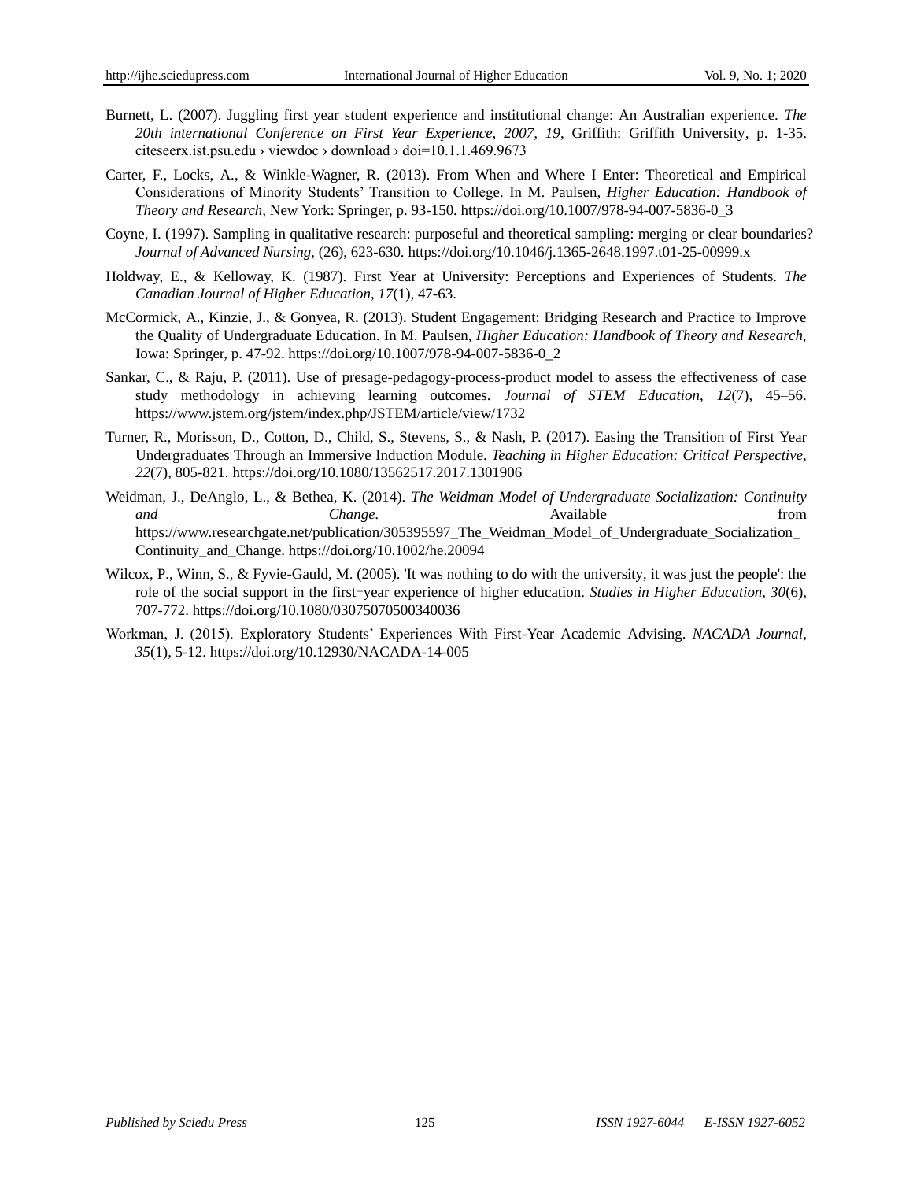Burnett, L. (2007). Juggling first year student experience and institutional change: An Australian experience. *The 20th international Conference on First Year Experience, 2007, 19*, Griffith: Griffith University, p. 1-35. citeseerx.ist.psu.edu › viewdoc › download › doi=10.1.1.469.9673

Carter, F., Locks, A., & Winkle-Wagner, R. (2013). From When and Where I Enter: Theoretical and Empirical Considerations of Minority Students' Transition to College. In M. Paulsen, *Higher Education: Handbook of Theory and Research*, New York: Springer, p. 93-150. https://doi.org/10.1007/978-94-007-5836-0_3

Coyne, I. (1997). Sampling in qualitative research: purposeful and theoretical sampling: merging or clear boundaries? *Journal of Advanced Nursing*, (26), 623-630. https://doi.org/10.1046/j.1365-2648.1997.t01-25-00999.x

Holdway, E., & Kelloway, K. (1987). First Year at University: Perceptions and Experiences of Students. *The Canadian Journal of Higher Education, 17*(1), 47-63.

McCormick, A., Kinzie, J., & Gonyea, R. (2013). Student Engagement: Bridging Research and Practice to Improve the Quality of Undergraduate Education. In M. Paulsen, *Higher Education: Handbook of Theory and Research*, Iowa: Springer, p. 47-92. https://doi.org/10.1007/978-94-007-5836-0_2

Sankar, C., & Raju, P. (2011). Use of presage-pedagogy-process-product model to assess the effectiveness of case study methodology in achieving learning outcomes. *Journal of STEM Education*, *12*(7), 45–56. https://www.jstem.org/jstem/index.php/JSTEM/article/view/1732

Turner, R., Morisson, D., Cotton, D., Child, S., Stevens, S., & Nash, P. (2017). Easing the Transition of First Year Undergraduates Through an Immersive Induction Module. *Teaching in Higher Education: Critical Perspective, 22*(7), 805-821. https://doi.org/10.1080/13562517.2017.1301906

Weidman, J., DeAnglo, L., & Bethea, K. (2014). *The Weidman Model of Undergraduate Socialization: Continuity and Change.* Available from https://www.researchgate.net/publication/305395597_The_Weidman_Model_of_Undergraduate_Socialization_Continuity_and_Change. https://doi.org/10.1002/he.20094

Wilcox, P., Winn, S., & Fyvie-Gauld, M. (2005). 'It was nothing to do with the university, it was just the people': the role of the social support in the first-year experience of higher education. *Studies in Higher Education, 30*(6), 707-772. https://doi.org/10.1080/03075070500340036

Workman, J. (2015). Exploratory Students' Experiences With First-Year Academic Advising. *NACADA Journal, 35*(1), 5-12. https://doi.org/10.12930/NACADA-14-005